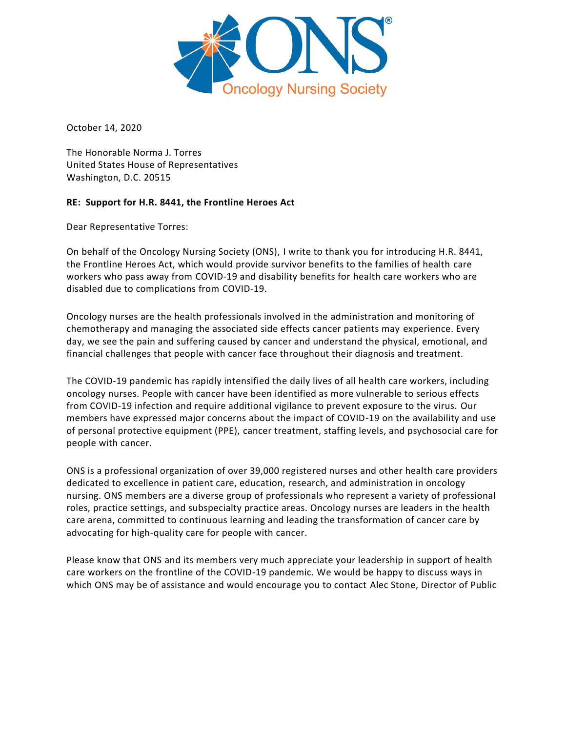ONS® Oncology Nursing Society

October 14, 2020

The Honorable Norma J. Torres
United States House of Representatives
Washington, D.C. 20515

**RE: Support for H.R. 8441, the Frontline Heroes Act**

Dear Representative Torres:

On behalf of the Oncology Nursing Society (ONS), I write to thank you for introducing H.R. 8441, the Frontline Heroes Act, which would provide survivor benefits to the families of health care workers who pass away from COVID-19 and disability benefits for health care workers who are disabled due to complications from COVID-19.

Oncology nurses are the health professionals involved in the administration and monitoring of chemotherapy and managing the associated side effects cancer patients may experience. Every day, we see the pain and suffering caused by cancer and understand the physical, emotional, and financial challenges that people with cancer face throughout their diagnosis and treatment.

The COVID-19 pandemic has rapidly intensified the daily lives of all health care workers, including oncology nurses. People with cancer have been identified as more vulnerable to serious effects from COVID-19 infection and require additional vigilance to prevent exposure to the virus. Our members have expressed major concerns about the impact of COVID-19 on the availability and use of personal protective equipment (PPE), cancer treatment, staffing levels, and psychosocial care for people with cancer.

ONS is a professional organization of over 39,000 registered nurses and other health care providers dedicated to excellence in patient care, education, research, and administration in oncology nursing. ONS members are a diverse group of professionals who represent a variety of professional roles, practice settings, and subspecialty practice areas. Oncology nurses are leaders in the health care arena, committed to continuous learning and leading the transformation of cancer care by advocating for high-quality care for people with cancer.

Please know that ONS and its members very much appreciate your leadership in support of health care workers on the frontline of the COVID-19 pandemic. We would be happy to discuss ways in which ONS may be of assistance and would encourage you to contact Alec Stone, Director of Public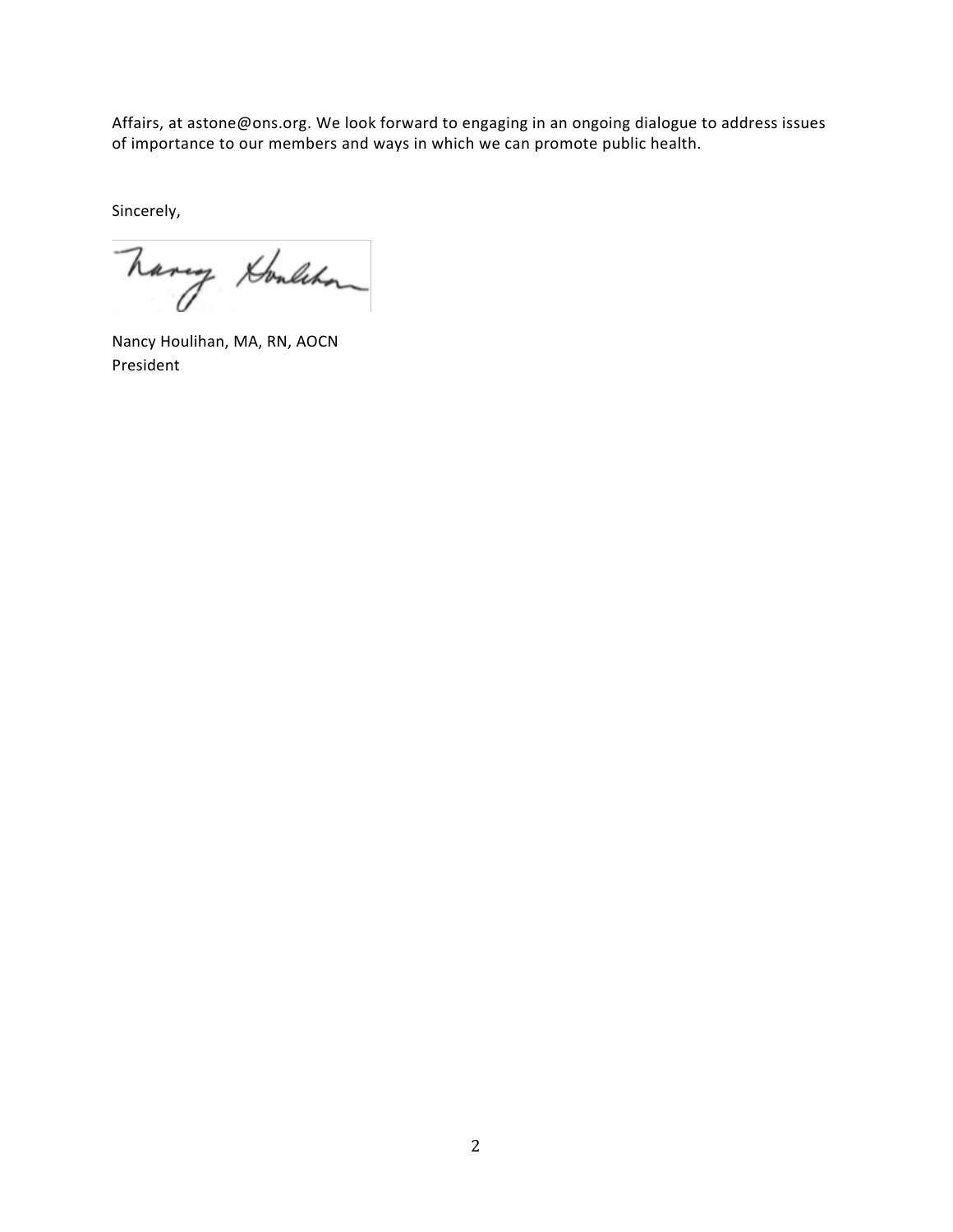Affairs, at astone@ons.org. We look forward to engaging in an ongoing dialogue to address issues of importance to our members and ways in which we can promote public health.

Sincerely,

Nancy Houlihan, MA, RN, AOCN
President